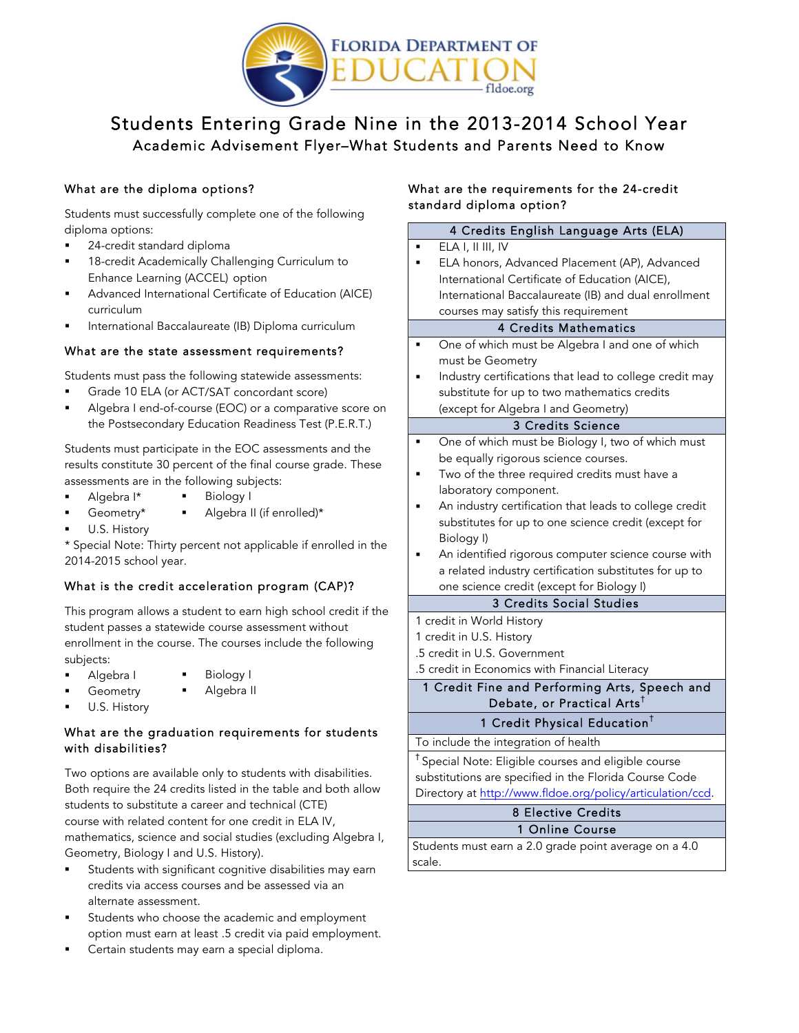# Students Entering Grade Nine in the 2013-2014 School Year

## Academic Advisement Flyer–What Students and Parents Need to Know

### What are the diploma options?

Students must successfully complete one of the following diploma options:

- 24-credit standard diploma
- 18-credit Academically Challenging Curriculum to Enhance Learning (ACCEL) option
- Advanced International Certificate of Education (AICE) curriculum
- International Baccalaureate (IB) Diploma curriculum

### What are the state assessment requirements?

Students must pass the following statewide assessments:

- Grade 10 ELA (or ACT/SAT concordant score)
- Algebra I end-of-course (EOC) or a comparative score on the Postsecondary Education Readiness Test (P.E.R.T.)

Students must participate in the EOC assessments and the results constitute 30 percent of the final course grade. These assessments are in the following subjects:

- Algebra I*
- Geometry*
- U.S. History
- Biology I
- Algebra II (if enrolled)*

* Special Note: Thirty percent not applicable if enrolled in the 2014-2015 school year.

### What is the credit acceleration program (CAP)?

This program allows a student to earn high school credit if the student passes a statewide course assessment without enrollment in the course. The courses include the following subjects:

- Algebra I
- Geometry
- U.S. History
- Biology I
- Algebra II

### What are the graduation requirements for students with disabilities?

Two options are available only to students with disabilities. Both require the 24 credits listed in the table and both allow students to substitute a career and technical (CTE) course with related content for one credit in ELA IV, mathematics, science and social studies (excluding Algebra I, Geometry, Biology I and U.S. History).

- Students with significant cognitive disabilities may earn credits via access courses and be assessed via an alternate assessment.
- Students who choose the academic and employment option must earn at least .5 credit via paid employment.
- Certain students may earn a special diploma.

### What are the requirements for the 24-credit standard diploma option?

| 4 Credits English Language Arts (ELA) |
|---|
| ▪ ELA I, II III, IV<br>▪ ELA honors, Advanced Placement (AP), Advanced International Certificate of Education (AICE), International Baccalaureate (IB) and dual enrollment courses may satisfy this requirement |
| **4 Credits Mathematics** |
| ▪ One of which must be Algebra I and one of which must be Geometry<br>▪ Industry certifications that lead to college credit may substitute for up to two mathematics credits (except for Algebra I and Geometry) |
| **3 Credits Science** |
| ▪ One of which must be Biology I, two of which must be equally rigorous science courses.<br>▪ Two of the three required credits must have a laboratory component.<br>▪ An industry certification that leads to college credit substitutes for up to one science credit (except for Biology I)<br>▪ An identified rigorous computer science course with a related industry certification substitutes for up to one science credit (except for Biology I) |
| **3 Credits Social Studies** |
| 1 credit in World History<br>1 credit in U.S. History<br>.5 credit in U.S. Government<br>.5 credit in Economics with Financial Literacy |
| **1 Credit Fine and Performing Arts, Speech and Debate, or Practical Arts†** |
| **1 Credit Physical Education†** |
| To include the integration of health |
| † Special Note: Eligible courses and eligible course substitutions are specified in the Florida Course Code Directory at http://www.fldoe.org/policy/articulation/ccd. |
| **8 Elective Credits** |
| **1 Online Course** |
| Students must earn a 2.0 grade point average on a 4.0 scale. |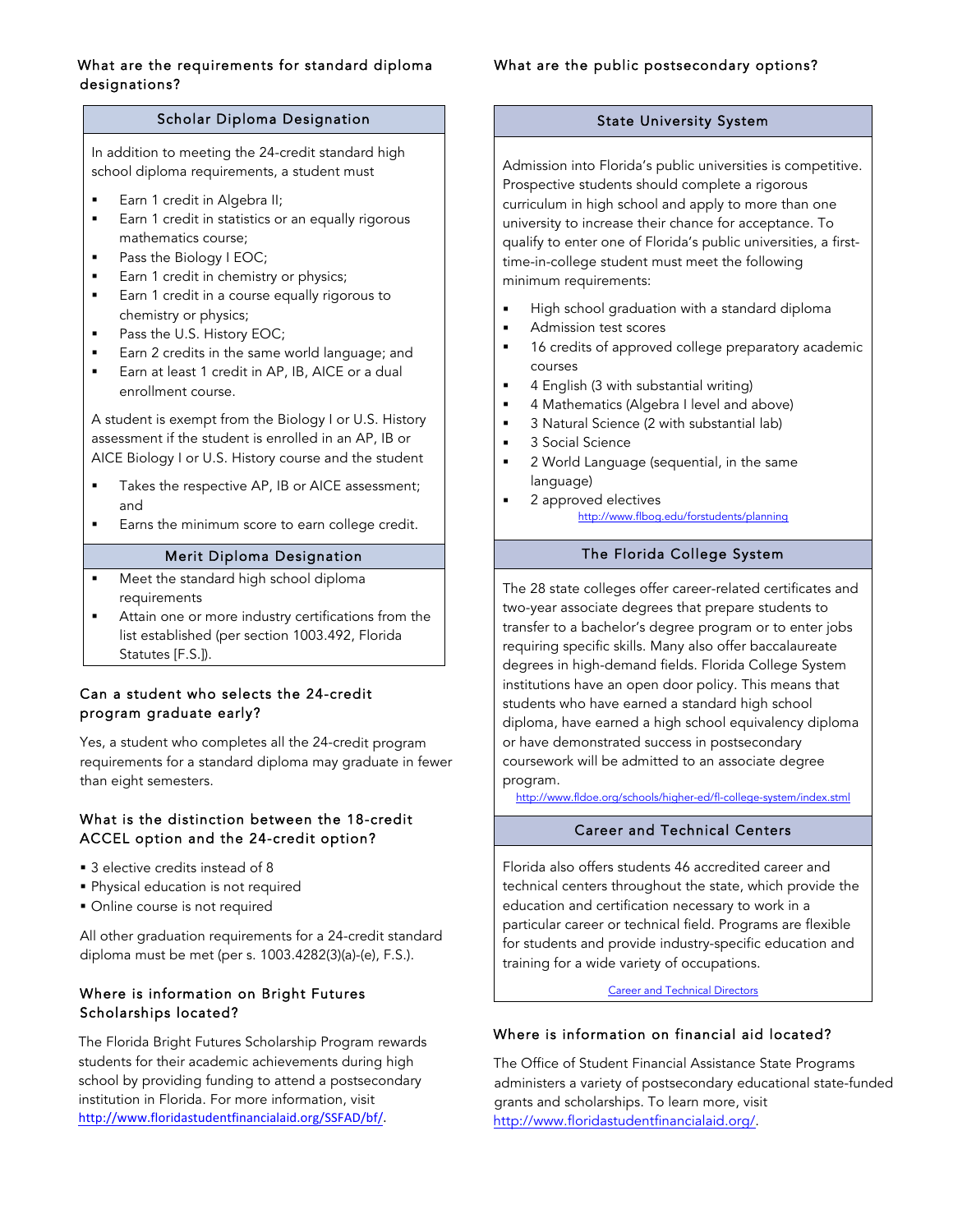## What are the requirements for standard diploma designations?

### Scholar Diploma Designation

In addition to meeting the 24-credit standard high school diploma requirements, a student must

- Earn 1 credit in Algebra II;
- Earn 1 credit in statistics or an equally rigorous mathematics course;
- Pass the Biology I EOC;
- Earn 1 credit in chemistry or physics;
- Earn 1 credit in a course equally rigorous to chemistry or physics;
- Pass the U.S. History EOC;
- Earn 2 credits in the same world language; and
- Earn at least 1 credit in AP, IB, AICE or a dual enrollment course.

A student is exempt from the Biology I or U.S. History assessment if the student is enrolled in an AP, IB or AICE Biology I or U.S. History course and the student

- Takes the respective AP, IB or AICE assessment; and
- Earns the minimum score to earn college credit.

### Merit Diploma Designation

- Meet the standard high school diploma requirements
- Attain one or more industry certifications from the list established (per section 1003.492, Florida Statutes [F.S.]).

## Can a student who selects the 24-credit program graduate early?

Yes, a student who completes all the 24-credit program requirements for a standard diploma may graduate in fewer than eight semesters.

## What is the distinction between the 18-credit ACCEL option and the 24-credit option?

- 3 elective credits instead of 8
- Physical education is not required
- Online course is not required

All other graduation requirements for a 24-credit standard diploma must be met (per s. 1003.4282(3)(a)-(e), F.S.).

## Where is information on Bright Futures Scholarships located?

The Florida Bright Futures Scholarship Program rewards students for their academic achievements during high school by providing funding to attend a postsecondary institution in Florida. For more information, visit http://www.floridastudentfinancialaid.org/SSFAD/bf/.

## What are the public postsecondary options?

### State University System

Admission into Florida's public universities is competitive. Prospective students should complete a rigorous curriculum in high school and apply to more than one university to increase their chance for acceptance. To qualify to enter one of Florida's public universities, a first-time-in-college student must meet the following minimum requirements:

- High school graduation with a standard diploma
- Admission test scores
- 16 credits of approved college preparatory academic courses
- 4 English (3 with substantial writing)
- 4 Mathematics (Algebra I level and above)
- 3 Natural Science (2 with substantial lab)
- 3 Social Science
- 2 World Language (sequential, in the same language)
- 2 approved electives

http://www.flbog.edu/forstudents/planning

### The Florida College System

The 28 state colleges offer career-related certificates and two-year associate degrees that prepare students to transfer to a bachelor's degree program or to enter jobs requiring specific skills. Many also offer baccalaureate degrees in high-demand fields. Florida College System institutions have an open door policy. This means that students who have earned a standard high school diploma, have earned a high school equivalency diploma or have demonstrated success in postsecondary coursework will be admitted to an associate degree program.

http://www.fldoe.org/schools/higher-ed/fl-college-system/index.stml

### Career and Technical Centers

Florida also offers students 46 accredited career and technical centers throughout the state, which provide the education and certification necessary to work in a particular career or technical field. Programs are flexible for students and provide industry-specific education and training for a wide variety of occupations.

Career and Technical Directors

## Where is information on financial aid located?

The Office of Student Financial Assistance State Programs administers a variety of postsecondary educational state-funded grants and scholarships. To learn more, visit http://www.floridastudentfinancialaid.org/.